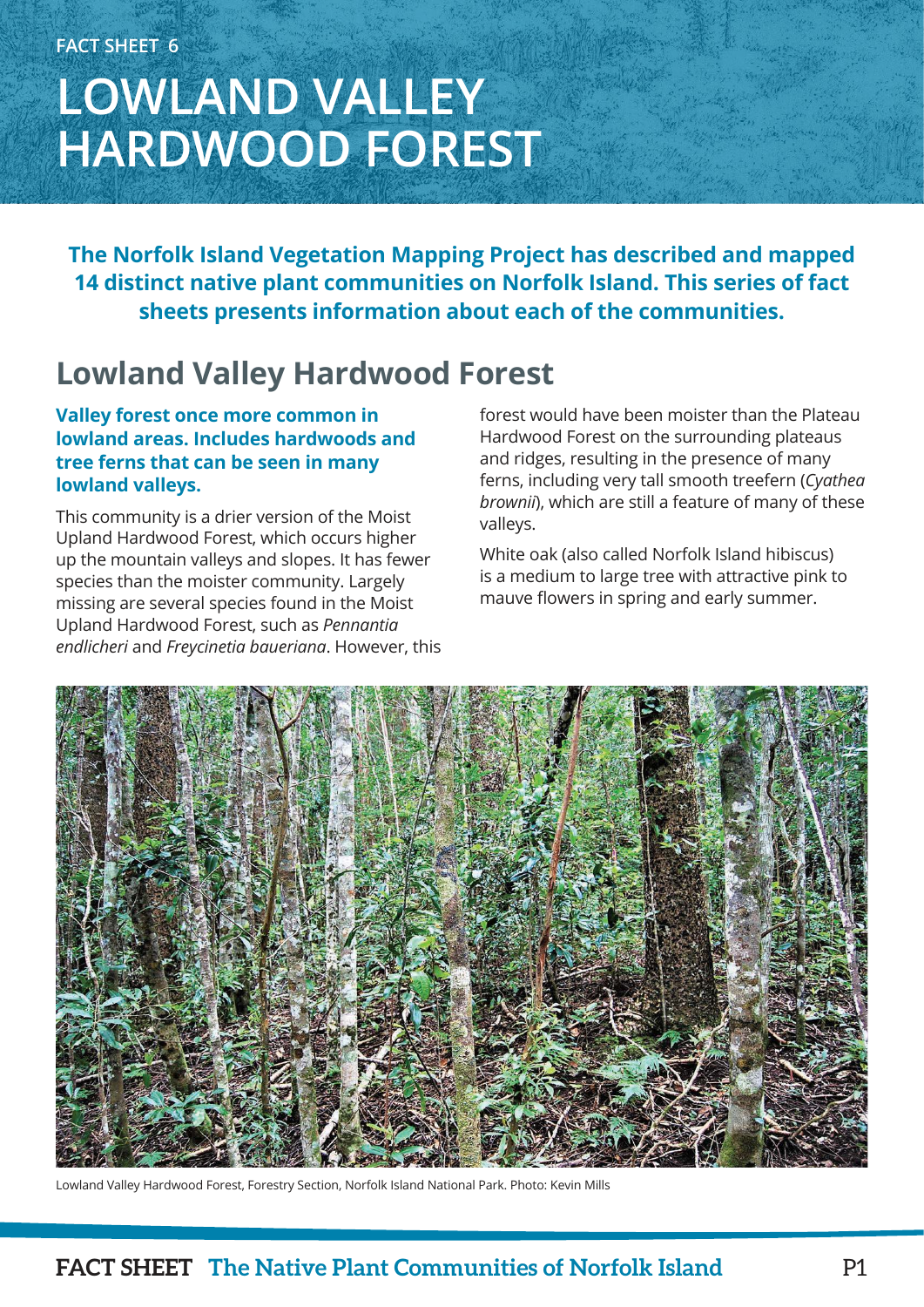FACT SHEET 6

# LOWLAND VALLEY HARDWOOD FOREST

**The Norfolk Island Vegetation Mapping Project has described and mapped 14 distinct native plant communities on Norfolk Island. This series of fact sheets presents information about each of the communities.**

## Lowland Valley Hardwood Forest

**Valley forest once more common in lowland areas. Includes hardwoods and tree ferns that can be seen in many lowland valleys.**

This community is a drier version of the Moist Upland Hardwood Forest, which occurs higher up the mountain valleys and slopes. It has fewer species than the moister community. Largely missing are several species found in the Moist Upland Hardwood Forest, such as *Pennantia endlicheri* and *Freycinetia baueriana*. However, this forest would have been moister than the Plateau Hardwood Forest on the surrounding plateaus and ridges, resulting in the presence of many ferns, including very tall smooth treefern (*Cyathea brownii*), which are still a feature of many of these valleys.

White oak (also called Norfolk Island hibiscus) is a medium to large tree with attractive pink to mauve flowers in spring and early summer.

Lowland Valley Hardwood Forest, Forestry Section, Norfolk Island National Park. Photo: Kevin Mills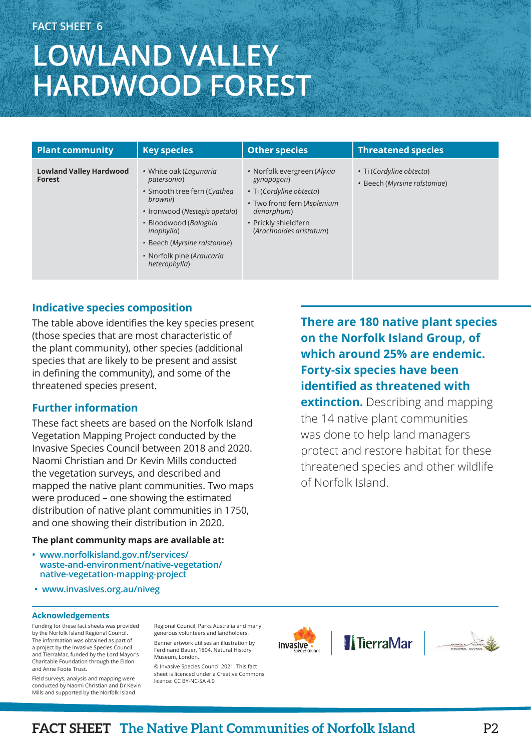FACT SHEET 6

# LOWLAND VALLEY HARDWOOD FOREST

| Plant community | Key species | Other species | Threatened species |
|---|---|---|---|
| **Lowland Valley Hardwood Forest** | • White oak (*Lagunaria patersonia*)<br>• Smooth tree fern (*Cyathea brownii*)<br>• Ironwood (*Nestegis apetala*)<br>• Bloodwood (*Baloghia inophylla*)<br>• Beech (*Myrsine ralstoniae*)<br>• Norfolk pine (*Araucaria heterophylla*) | • Norfolk evergreen (*Alyxia gynopogon*)<br>• Ti (*Cordyline obtecta*)<br>• Two frond fern (*Asplenium dimorphum*)<br>• Prickly shieldfern (*Arachnoides aristatum*) | • Ti (*Cordyline obtecta*)<br>• Beech (*Myrsine ralstoniae*) |

## Indicative species composition

The table above identifies the key species present (those species that are most characteristic of the plant community), other species (additional species that are likely to be present and assist in defining the community), and some of the threatened species present.

## Further information

These fact sheets are based on the Norfolk Island Vegetation Mapping Project conducted by the Invasive Species Council between 2018 and 2020. Naomi Christian and Dr Kevin Mills conducted the vegetation surveys, and described and mapped the native plant communities. Two maps were produced – one showing the estimated distribution of native plant communities in 1750, and one showing their distribution in 2020.

**The plant community maps are available at:**

- **www.norfolkisland.gov.nf/services/waste-and-environment/native-vegetation/native-vegetation-mapping-project**
- **www.invasives.org.au/niveg**

**There are 180 native plant species on the Norfolk Island Group, of which around 25% are endemic. Forty-six species have been identified as threatened with extinction.** Describing and mapping the 14 native plant communities was done to help land managers protect and restore habitat for these threatened species and other wildlife of Norfolk Island.

### Acknowledgements

Funding for these fact sheets was provided by the Norfolk Island Regional Council. The information was obtained as part of a project by the Invasive Species Council and TierraMar, funded by the Lord Mayor's Charitable Foundation through the Eldon and Anne Foote Trust.

Field surveys, analysis and mapping were conducted by Naomi Christian and Dr Kevin Mills and supported by the Norfolk Island Regional Council, Parks Australia and many generous volunteers and landholders.

Banner artwork utilises an illustration by Ferdinand Bauer, 1804. Natural History Museum, London.

© Invasive Species Council 2021. This fact sheet is licenced under a Creative Commons licence: CC BY-NC-SA 4.0

invasive species council | TierraMar | Norfolk Island Regional Council

**FACT SHEET** The Native Plant Communities of Norfolk Island